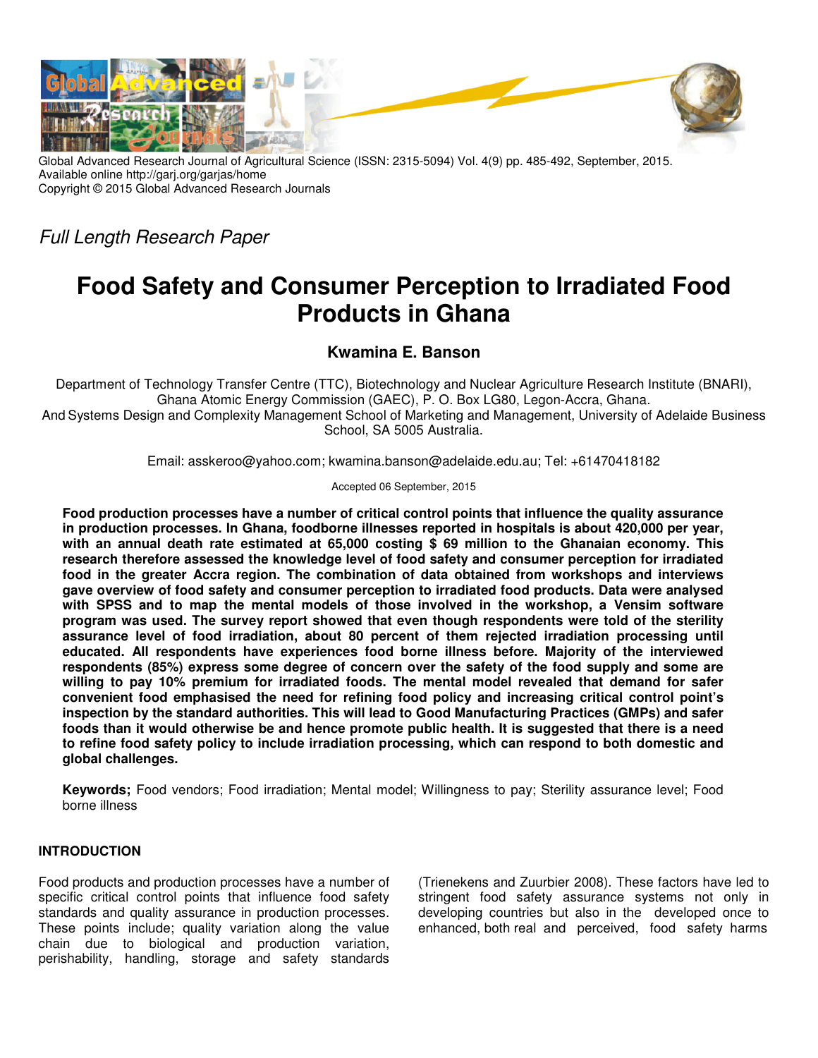Global Advanced Research Journal of Agricultural Science (ISSN: 2315-5094) Vol. 4(9) pp. 485-492, September, 2015.
Available online http://garj.org/garjas/home
Copyright © 2015 Global Advanced Research Journals

*Full Length Research Paper*

# Food Safety and Consumer Perception to Irradiated Food Products in Ghana

**Kwamina E. Banson**

Department of Technology Transfer Centre (TTC), Biotechnology and Nuclear Agriculture Research Institute (BNARI), Ghana Atomic Energy Commission (GAEC), P. O. Box LG80, Legon-Accra, Ghana.
And Systems Design and Complexity Management School of Marketing and Management, University of Adelaide Business School, SA 5005 Australia.

Email: asskeroo@yahoo.com; kwamina.banson@adelaide.edu.au; Tel: +61470418182

Accepted 06 September, 2015

**Food production processes have a number of critical control points that influence the quality assurance in production processes. In Ghana, foodborne illnesses reported in hospitals is about 420,000 per year, with an annual death rate estimated at 65,000 costing $ 69 million to the Ghanaian economy. This research therefore assessed the knowledge level of food safety and consumer perception for irradiated food in the greater Accra region. The combination of data obtained from workshops and interviews gave overview of food safety and consumer perception to irradiated food products. Data were analysed with SPSS and to map the mental models of those involved in the workshop, a Vensim software program was used. The survey report showed that even though respondents were told of the sterility assurance level of food irradiation, about 80 percent of them rejected irradiation processing until educated. All respondents have experiences food borne illness before. Majority of the interviewed respondents (85%) express some degree of concern over the safety of the food supply and some are willing to pay 10% premium for irradiated foods. The mental model revealed that demand for safer convenient food emphasised the need for refining food policy and increasing critical control point's inspection by the standard authorities. This will lead to Good Manufacturing Practices (GMPs) and safer foods than it would otherwise be and hence promote public health. It is suggested that there is a need to refine food safety policy to include irradiation processing, which can respond to both domestic and global challenges.**

**Keywords;** Food vendors; Food irradiation; Mental model; Willingness to pay; Sterility assurance level; Food borne illness

## INTRODUCTION

Food products and production processes have a number of specific critical control points that influence food safety standards and quality assurance in production processes. These points include; quality variation along the value chain due to biological and production variation, perishability, handling, storage and safety standards (Trienekens and Zuurbier 2008). These factors have led to stringent food safety assurance systems not only in developing countries but also in the developed once to enhanced, both real and perceived, food safety harms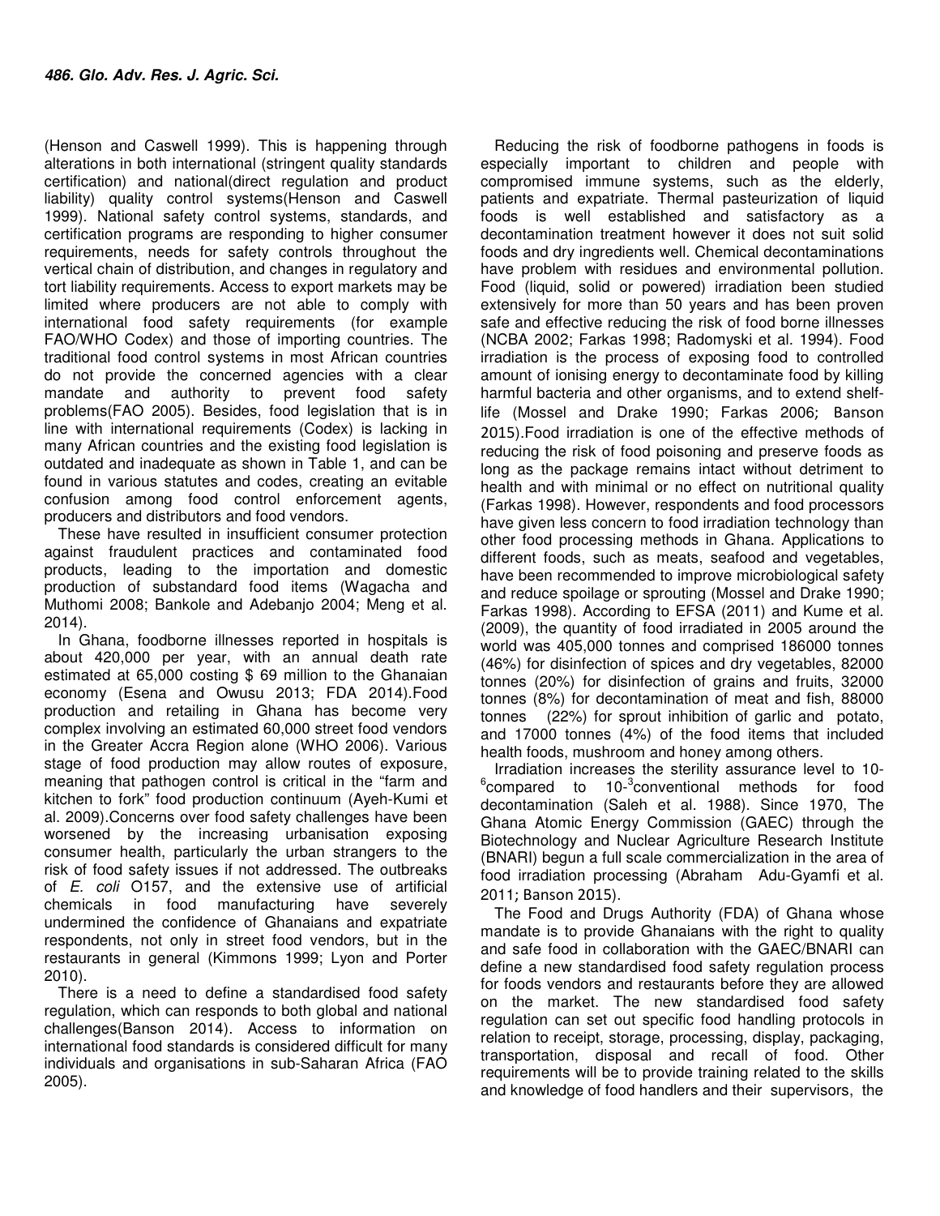(Henson and Caswell 1999). This is happening through alterations in both international (stringent quality standards certification) and national(direct regulation and product liability) quality control systems(Henson and Caswell 1999). National safety control systems, standards, and certification programs are responding to higher consumer requirements, needs for safety controls throughout the vertical chain of distribution, and changes in regulatory and tort liability requirements. Access to export markets may be limited where producers are not able to comply with international food safety requirements (for example FAO/WHO Codex) and those of importing countries. The traditional food control systems in most African countries do not provide the concerned agencies with a clear mandate and authority to prevent food safety problems(FAO 2005). Besides, food legislation that is in line with international requirements (Codex) is lacking in many African countries and the existing food legislation is outdated and inadequate as shown in Table 1, and can be found in various statutes and codes, creating an evitable confusion among food control enforcement agents, producers and distributors and food vendors.

These have resulted in insufficient consumer protection against fraudulent practices and contaminated food products, leading to the importation and domestic production of substandard food items (Wagacha and Muthomi 2008; Bankole and Adebanjo 2004; Meng et al. 2014).

In Ghana, foodborne illnesses reported in hospitals is about 420,000 per year, with an annual death rate estimated at 65,000 costing $ 69 million to the Ghanaian economy (Esena and Owusu 2013; FDA 2014).Food production and retailing in Ghana has become very complex involving an estimated 60,000 street food vendors in the Greater Accra Region alone (WHO 2006). Various stage of food production may allow routes of exposure, meaning that pathogen control is critical in the "farm and kitchen to fork" food production continuum (Ayeh-Kumi et al. 2009).Concerns over food safety challenges have been worsened by the increasing urbanisation exposing consumer health, particularly the urban strangers to the risk of food safety issues if not addressed. The outbreaks of *E. coli* O157, and the extensive use of artificial chemicals in food manufacturing have severely undermined the confidence of Ghanaians and expatriate respondents, not only in street food vendors, but in the restaurants in general (Kimmons 1999; Lyon and Porter 2010).

There is a need to define a standardised food safety regulation, which can responds to both global and national challenges(Banson 2014). Access to information on international food standards is considered difficult for many individuals and organisations in sub-Saharan Africa (FAO 2005).

Reducing the risk of foodborne pathogens in foods is especially important to children and people with compromised immune systems, such as the elderly, patients and expatriate. Thermal pasteurization of liquid foods is well established and satisfactory as a decontamination treatment however it does not suit solid foods and dry ingredients well. Chemical decontaminations have problem with residues and environmental pollution. Food (liquid, solid or powered) irradiation been studied extensively for more than 50 years and has been proven safe and effective reducing the risk of food borne illnesses (NCBA 2002; Farkas 1998; Radomyski et al. 1994). Food irradiation is the process of exposing food to controlled amount of ionising energy to decontaminate food by killing harmful bacteria and other organisms, and to extend shelf-life (Mossel and Drake 1990; Farkas 2006; Banson 2015).Food irradiation is one of the effective methods of reducing the risk of food poisoning and preserve foods as long as the package remains intact without detriment to health and with minimal or no effect on nutritional quality (Farkas 1998). However, respondents and food processors have given less concern to food irradiation technology than other food processing methods in Ghana. Applications to different foods, such as meats, seafood and vegetables, have been recommended to improve microbiological safety and reduce spoilage or sprouting (Mossel and Drake 1990; Farkas 1998). According to EFSA (2011) and Kume et al. (2009), the quantity of food irradiated in 2005 around the world was 405,000 tonnes and comprised 186000 tonnes (46%) for disinfection of spices and dry vegetables, 82000 tonnes (20%) for disinfection of grains and fruits, 32000 tonnes (8%) for decontamination of meat and fish, 88000 tonnes (22%) for sprout inhibition of garlic and potato, and 17000 tonnes (4%) of the food items that included health foods, mushroom and honey among others.

Irradiation increases the sterility assurance level to $10^{-6}$ compared to $10^{-3}$ conventional methods for food decontamination (Saleh et al. 1988). Since 1970, The Ghana Atomic Energy Commission (GAEC) through the Biotechnology and Nuclear Agriculture Research Institute (BNARI) begun a full scale commercialization in the area of food irradiation processing (Abraham Adu-Gyamfi et al. 2011; Banson 2015).

The Food and Drugs Authority (FDA) of Ghana whose mandate is to provide Ghanaians with the right to quality and safe food in collaboration with the GAEC/BNARI can define a new standardised food safety regulation process for foods vendors and restaurants before they are allowed on the market. The new standardised food safety regulation can set out specific food handling protocols in relation to receipt, storage, processing, display, packaging, transportation, disposal and recall of food. Other requirements will be to provide training related to the skills and knowledge of food handlers and their supervisors, the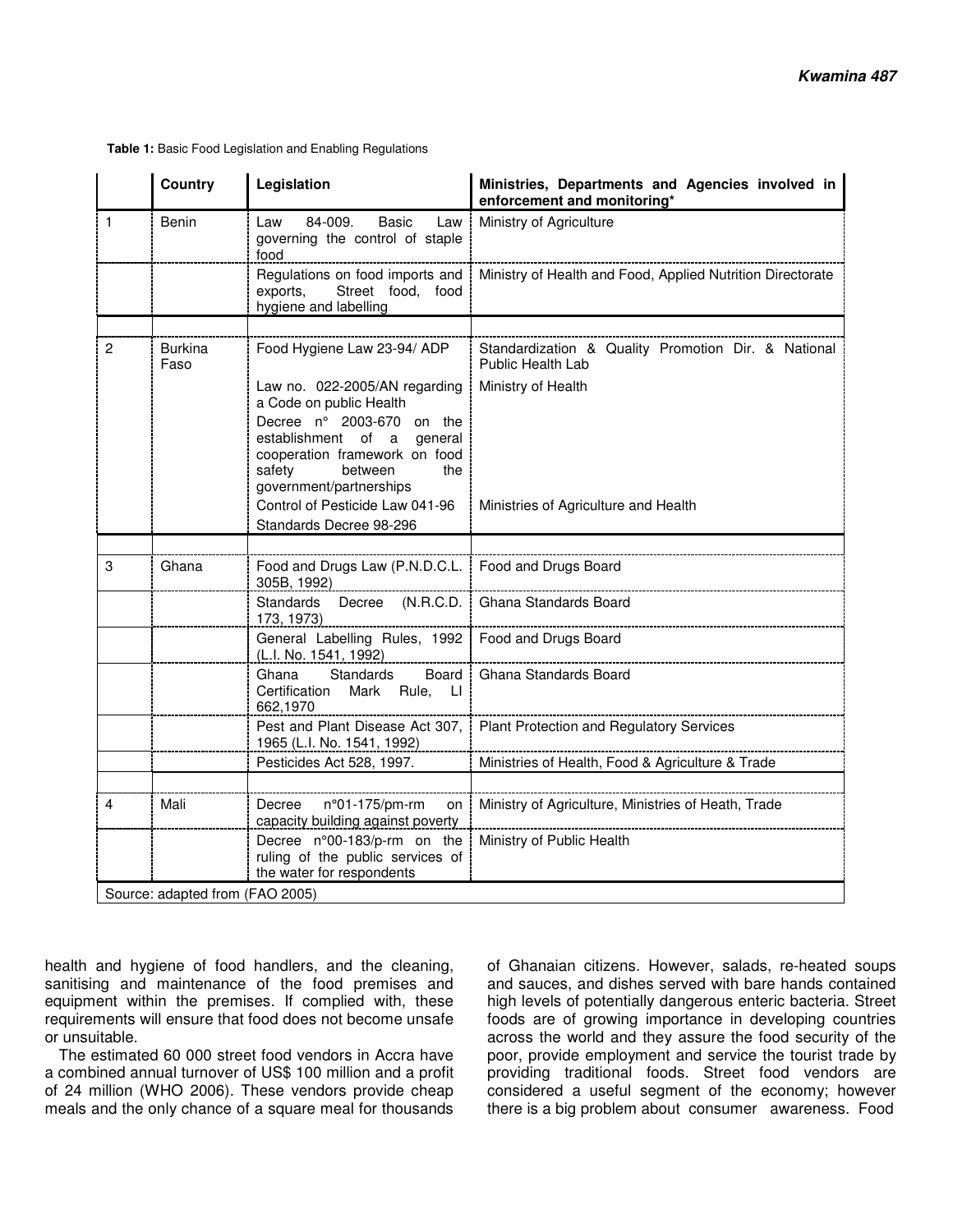**Table 1:** Basic Food Legislation and Enabling Regulations

| | Country | Legislation | Ministries, Departments and Agencies involved in enforcement and monitoring* |
|---|---|---|---|
| 1 | Benin | Law 84-009. Basic Law governing the control of staple food | Ministry of Agriculture |
| | | Regulations on food imports and exports, Street food, food hygiene and labelling | Ministry of Health and Food, Applied Nutrition Directorate |
| | | | |
| 2 | Burkina Faso | Food Hygiene Law 23-94/ ADP | Standardization & Quality Promotion Dir. & National Public Health Lab |
| | | Law no. 022-2005/AN regarding a Code on public Health<br>Decree n° 2003-670 on the establishment of a general cooperation framework on food safety between the government/partnerships | Ministry of Health |
| | | Control of Pesticide Law 041-96<br>Standards Decree 98-296 | Ministries of Agriculture and Health |
| | | | |
| 3 | Ghana | Food and Drugs Law (P.N.D.C.L. 305B, 1992) | Food and Drugs Board |
| | | Standards Decree (N.R.C.D. 173, 1973) | Ghana Standards Board |
| | | General Labelling Rules, 1992 (L.I. No. 1541, 1992) | Food and Drugs Board |
| | | Ghana Standards Board Certification Mark Rule, LI 662,1970 | Ghana Standards Board |
| | | Pest and Plant Disease Act 307, 1965 (L.I. No. 1541, 1992) | Plant Protection and Regulatory Services |
| | | Pesticides Act 528, 1997. | Ministries of Health, Food & Agriculture & Trade |
| | | | |
| 4 | Mali | Decree n°01-175/pm-rm on capacity building against poverty | Ministry of Agriculture, Ministries of Heath, Trade |
| | | Decree n°00-183/p-rm on the ruling of the public services of the water for respondents | Ministry of Public Health |

Source: adapted from (FAO 2005)

health and hygiene of food handlers, and the cleaning, sanitising and maintenance of the food premises and equipment within the premises. If complied with, these requirements will ensure that food does not become unsafe or unsuitable.

The estimated 60 000 street food vendors in Accra have a combined annual turnover of US$ 100 million and a profit of 24 million (WHO 2006). These vendors provide cheap meals and the only chance of a square meal for thousands of Ghanaian citizens. However, salads, re-heated soups and sauces, and dishes served with bare hands contained high levels of potentially dangerous enteric bacteria. Street foods are of growing importance in developing countries across the world and they assure the food security of the poor, provide employment and service the tourist trade by providing traditional foods. Street food vendors are considered a useful segment of the economy; however there is a big problem about consumer awareness. Food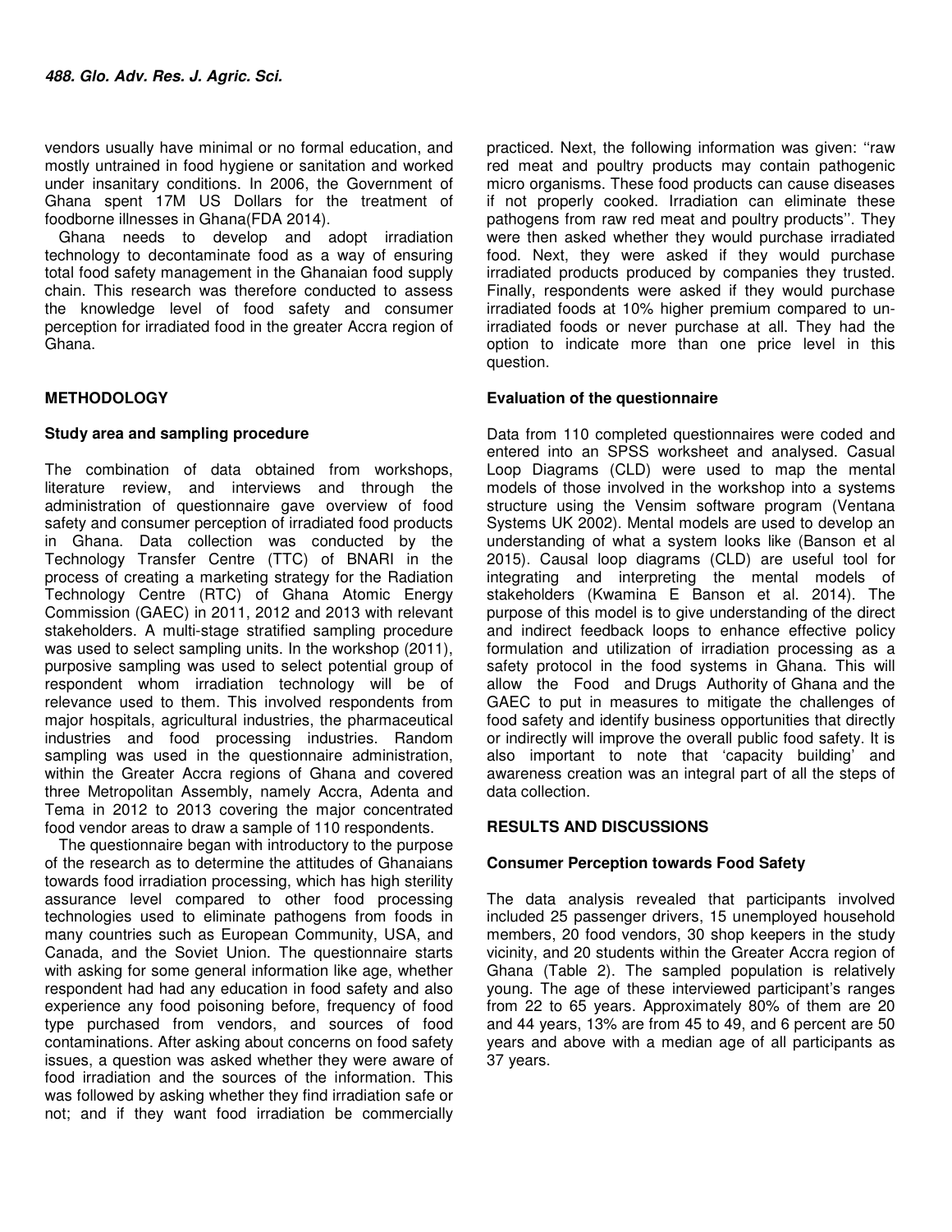vendors usually have minimal or no formal education, and mostly untrained in food hygiene or sanitation and worked under insanitary conditions. In 2006, the Government of Ghana spent 17M US Dollars for the treatment of foodborne illnesses in Ghana(FDA 2014).

Ghana needs to develop and adopt irradiation technology to decontaminate food as a way of ensuring total food safety management in the Ghanaian food supply chain. This research was therefore conducted to assess the knowledge level of food safety and consumer perception for irradiated food in the greater Accra region of Ghana.

## METHODOLOGY

### Study area and sampling procedure

The combination of data obtained from workshops, literature review, and interviews and through the administration of questionnaire gave overview of food safety and consumer perception of irradiated food products in Ghana. Data collection was conducted by the Technology Transfer Centre (TTC) of BNARI in the process of creating a marketing strategy for the Radiation Technology Centre (RTC) of Ghana Atomic Energy Commission (GAEC) in 2011, 2012 and 2013 with relevant stakeholders. A multi-stage stratified sampling procedure was used to select sampling units. In the workshop (2011), purposive sampling was used to select potential group of respondent whom irradiation technology will be of relevance used to them. This involved respondents from major hospitals, agricultural industries, the pharmaceutical industries and food processing industries. Random sampling was used in the questionnaire administration, within the Greater Accra regions of Ghana and covered three Metropolitan Assembly, namely Accra, Adenta and Tema in 2012 to 2013 covering the major concentrated food vendor areas to draw a sample of 110 respondents.

The questionnaire began with introductory to the purpose of the research as to determine the attitudes of Ghanaians towards food irradiation processing, which has high sterility assurance level compared to other food processing technologies used to eliminate pathogens from foods in many countries such as European Community, USA, and Canada, and the Soviet Union. The questionnaire starts with asking for some general information like age, whether respondent had had any education in food safety and also experience any food poisoning before, frequency of food type purchased from vendors, and sources of food contaminations. After asking about concerns on food safety issues, a question was asked whether they were aware of food irradiation and the sources of the information. This was followed by asking whether they find irradiation safe or not; and if they want food irradiation be commercially practiced. Next, the following information was given: ''raw red meat and poultry products may contain pathogenic micro organisms. These food products can cause diseases if not properly cooked. Irradiation can eliminate these pathogens from raw red meat and poultry products''. They were then asked whether they would purchase irradiated food. Next, they were asked if they would purchase irradiated products produced by companies they trusted. Finally, respondents were asked if they would purchase irradiated foods at 10% higher premium compared to un-irradiated foods or never purchase at all. They had the option to indicate more than one price level in this question.

### Evaluation of the questionnaire

Data from 110 completed questionnaires were coded and entered into an SPSS worksheet and analysed. Casual Loop Diagrams (CLD) were used to map the mental models of those involved in the workshop into a systems structure using the Vensim software program (Ventana Systems UK 2002). Mental models are used to develop an understanding of what a system looks like (Banson et al 2015). Causal loop diagrams (CLD) are useful tool for integrating and interpreting the mental models of stakeholders (Kwamina E Banson et al. 2014). The purpose of this model is to give understanding of the direct and indirect feedback loops to enhance effective policy formulation and utilization of irradiation processing as a safety protocol in the food systems in Ghana. This will allow the Food and Drugs Authority of Ghana and the GAEC to put in measures to mitigate the challenges of food safety and identify business opportunities that directly or indirectly will improve the overall public food safety. It is also important to note that 'capacity building' and awareness creation was an integral part of all the steps of data collection.

## RESULTS AND DISCUSSIONS

### Consumer Perception towards Food Safety

The data analysis revealed that participants involved included 25 passenger drivers, 15 unemployed household members, 20 food vendors, 30 shop keepers in the study vicinity, and 20 students within the Greater Accra region of Ghana (Table 2). The sampled population is relatively young. The age of these interviewed participant's ranges from 22 to 65 years. Approximately 80% of them are 20 and 44 years, 13% are from 45 to 49, and 6 percent are 50 years and above with a median age of all participants as 37 years.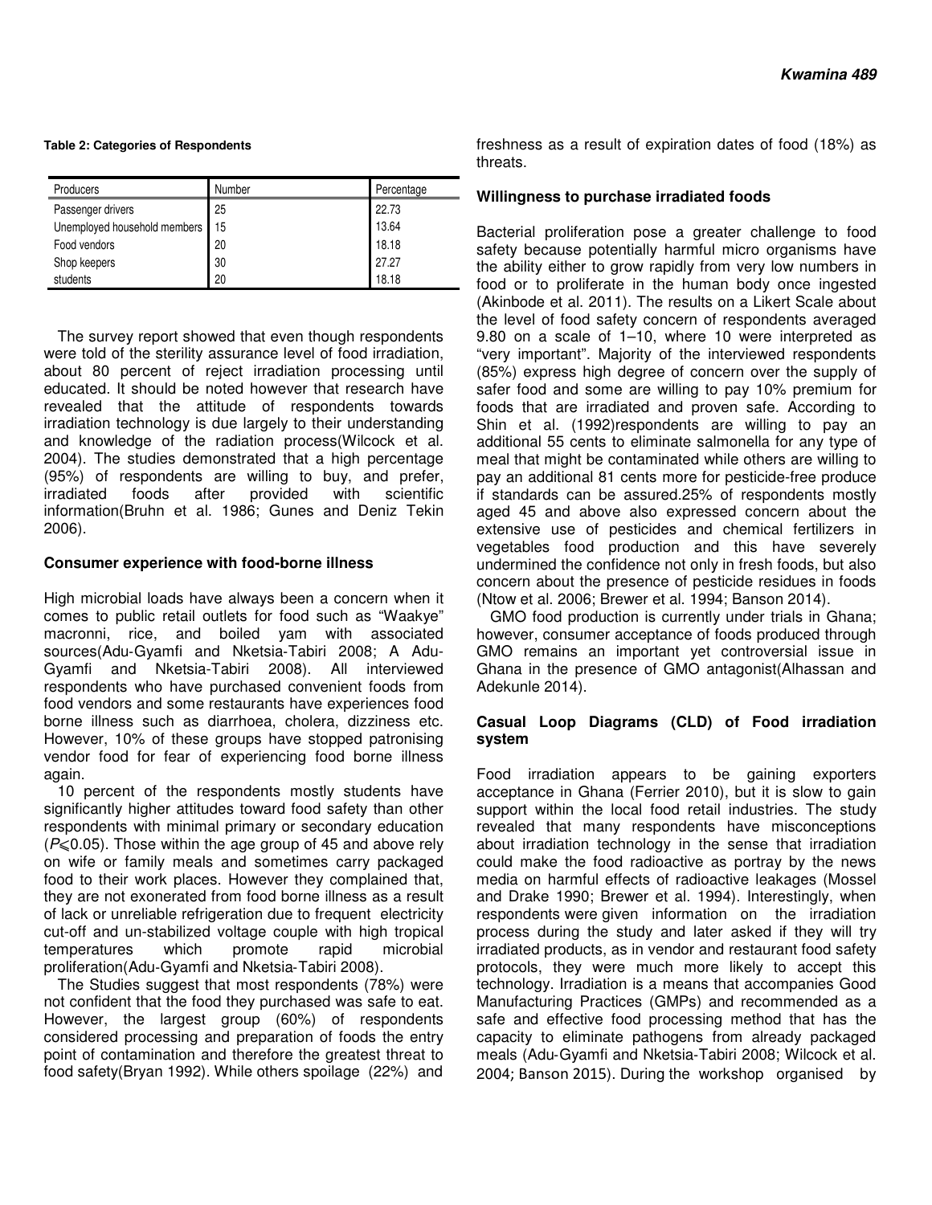**Table 2: Categories of Respondents**

| Producers | Number | Percentage |
|---|---|---|
| Passenger drivers | 25 | 22.73 |
| Unemployed household members | 15 | 13.64 |
| Food vendors | 20 | 18.18 |
| Shop keepers | 30 | 27.27 |
| students | 20 | 18.18 |

The survey report showed that even though respondents were told of the sterility assurance level of food irradiation, about 80 percent of reject irradiation processing until educated. It should be noted however that research have revealed that the attitude of respondents towards irradiation technology is due largely to their understanding and knowledge of the radiation process(Wilcock et al. 2004). The studies demonstrated that a high percentage (95%) of respondents are willing to buy, and prefer, irradiated foods after provided with scientific information(Bruhn et al. 1986; Gunes and Deniz Tekin 2006).

### Consumer experience with food-borne illness

High microbial loads have always been a concern when it comes to public retail outlets for food such as "Waakye" macronni, rice, and boiled yam with associated sources(Adu-Gyamfi and Nketsia-Tabiri 2008; A Adu-Gyamfi and Nketsia-Tabiri 2008). All interviewed respondents who have purchased convenient foods from food vendors and some restaurants have experiences food borne illness such as diarrhoea, cholera, dizziness etc. However, 10% of these groups have stopped patronising vendor food for fear of experiencing food borne illness again.

10 percent of the respondents mostly students have significantly higher attitudes toward food safety than other respondents with minimal primary or secondary education ($P \leqslant 0.05$). Those within the age group of 45 and above rely on wife or family meals and sometimes carry packaged food to their work places. However they complained that, they are not exonerated from food borne illness as a result of lack or unreliable refrigeration due to frequent electricity cut-off and un-stabilized voltage couple with high tropical temperatures which promote rapid microbial proliferation(Adu-Gyamfi and Nketsia-Tabiri 2008).

The Studies suggest that most respondents (78%) were not confident that the food they purchased was safe to eat. However, the largest group (60%) of respondents considered processing and preparation of foods the entry point of contamination and therefore the greatest threat to food safety(Bryan 1992). While others spoilage (22%) and freshness as a result of expiration dates of food (18%) as threats.

### Willingness to purchase irradiated foods

Bacterial proliferation pose a greater challenge to food safety because potentially harmful micro organisms have the ability either to grow rapidly from very low numbers in food or to proliferate in the human body once ingested (Akinbode et al. 2011). The results on a Likert Scale about the level of food safety concern of respondents averaged 9.80 on a scale of 1–10, where 10 were interpreted as "very important". Majority of the interviewed respondents (85%) express high degree of concern over the supply of safer food and some are willing to pay 10% premium for foods that are irradiated and proven safe. According to Shin et al. (1992)respondents are willing to pay an additional 55 cents to eliminate salmonella for any type of meal that might be contaminated while others are willing to pay an additional 81 cents more for pesticide-free produce if standards can be assured.25% of respondents mostly aged 45 and above also expressed concern about the extensive use of pesticides and chemical fertilizers in vegetables food production and this have severely undermined the confidence not only in fresh foods, but also concern about the presence of pesticide residues in foods (Ntow et al. 2006; Brewer et al. 1994; Banson 2014).

GMO food production is currently under trials in Ghana; however, consumer acceptance of foods produced through GMO remains an important yet controversial issue in Ghana in the presence of GMO antagonist(Alhassan and Adekunle 2014).

### Casual Loop Diagrams (CLD) of Food irradiation system

Food irradiation appears to be gaining exporters acceptance in Ghana (Ferrier 2010), but it is slow to gain support within the local food retail industries. The study revealed that many respondents have misconceptions about irradiation technology in the sense that irradiation could make the food radioactive as portray by the news media on harmful effects of radioactive leakages (Mossel and Drake 1990; Brewer et al. 1994). Interestingly, when respondents were given information on the irradiation process during the study and later asked if they will try irradiated products, as in vendor and restaurant food safety protocols, they were much more likely to accept this technology. Irradiation is a means that accompanies Good Manufacturing Practices (GMPs) and recommended as a safe and effective food processing method that has the capacity to eliminate pathogens from already packaged meals (Adu-Gyamfi and Nketsia-Tabiri 2008; Wilcock et al. 2004; Banson 2015). During the workshop organised by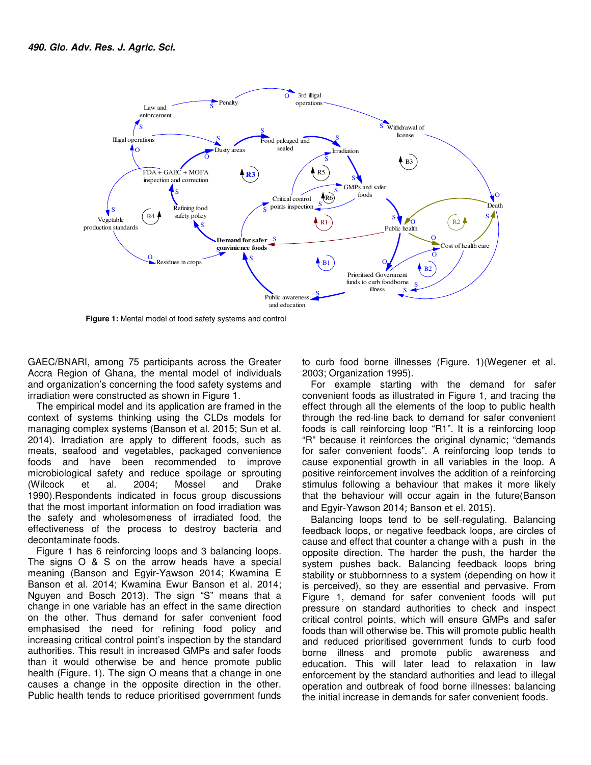Figure 1: Mental model of food safety systems and control

GAEC/BNARI, among 75 participants across the Greater Accra Region of Ghana, the mental model of individuals and organization's concerning the food safety systems and irradiation were constructed as shown in Figure 1.

The empirical model and its application are framed in the context of systems thinking using the CLDs models for managing complex systems (Banson et al. 2015; Sun et al. 2014). Irradiation are apply to different foods, such as meats, seafood and vegetables, packaged convenience foods and have been recommended to improve microbiological safety and reduce spoilage or sprouting (Wilcock et al. 2004; Mossel and Drake 1990).Respondents indicated in focus group discussions that the most important information on food irradiation was the safety and wholesomeness of irradiated food, the effectiveness of the process to destroy bacteria and decontaminate foods.

Figure 1 has 6 reinforcing loops and 3 balancing loops. The signs O & S on the arrow heads have a special meaning (Banson and Egyir-Yawson 2014; Kwamina E Banson et al. 2014; Kwamina Ewur Banson et al. 2014; Nguyen and Bosch 2013). The sign "S" means that a change in one variable has an effect in the same direction on the other. Thus demand for safer convenient food emphasised the need for refining food policy and increasing critical control point's inspection by the standard authorities. This result in increased GMPs and safer foods than it would otherwise be and hence promote public health (Figure. 1). The sign O means that a change in one causes a change in the opposite direction in the other. Public health tends to reduce prioritised government funds to curb food borne illnesses (Figure. 1)(Wegener et al. 2003; Organization 1995).

For example starting with the demand for safer convenient foods as illustrated in Figure 1, and tracing the effect through all the elements of the loop to public health through the red-line back to demand for safer convenient foods is call reinforcing loop "R1". It is a reinforcing loop "R" because it reinforces the original dynamic; "demands for safer convenient foods". A reinforcing loop tends to cause exponential growth in all variables in the loop. A positive reinforcement involves the addition of a reinforcing stimulus following a behaviour that makes it more likely that the behaviour will occur again in the future(Banson and Egyir-Yawson 2014; Banson et el. 2015).

Balancing loops tend to be self-regulating. Balancing feedback loops, or negative feedback loops, are circles of cause and effect that counter a change with a push in the opposite direction. The harder the push, the harder the system pushes back. Balancing feedback loops bring stability or stubbornness to a system (depending on how it is perceived), so they are essential and pervasive. From Figure 1, demand for safer convenient foods will put pressure on standard authorities to check and inspect critical control points, which will ensure GMPs and safer foods than will otherwise be. This will promote public health and reduced prioritised government funds to curb food borne illness and promote public awareness and education. This will later lead to relaxation in law enforcement by the standard authorities and lead to illegal operation and outbreak of food borne illnesses: balancing the initial increase in demands for safer convenient foods.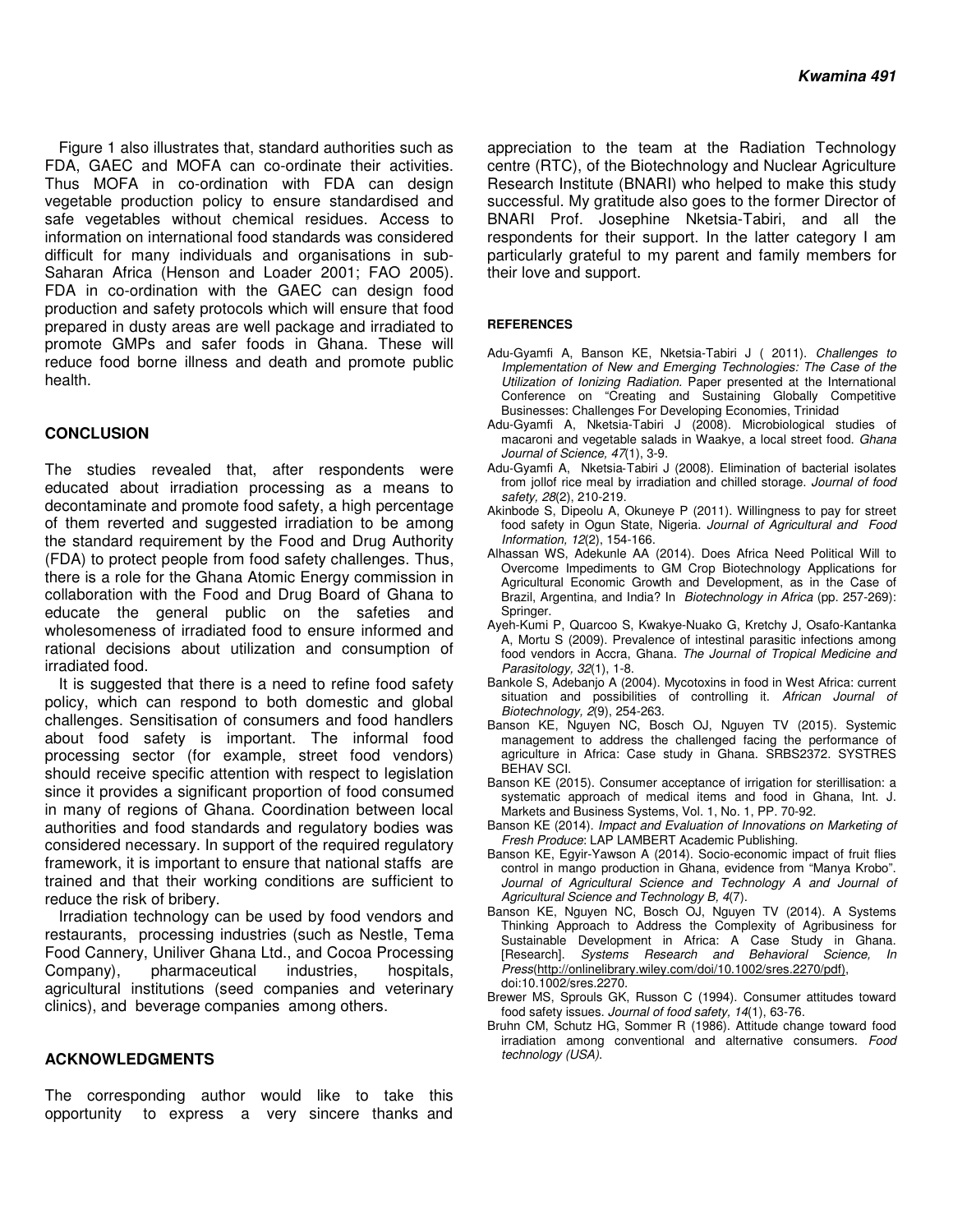Figure 1 also illustrates that, standard authorities such as FDA, GAEC and MOFA can co-ordinate their activities. Thus MOFA in co-ordination with FDA can design vegetable production policy to ensure standardised and safe vegetables without chemical residues. Access to information on international food standards was considered difficult for many individuals and organisations in sub-Saharan Africa (Henson and Loader 2001; FAO 2005). FDA in co-ordination with the GAEC can design food production and safety protocols which will ensure that food prepared in dusty areas are well package and irradiated to promote GMPs and safer foods in Ghana. These will reduce food borne illness and death and promote public health.

## CONCLUSION

The studies revealed that, after respondents were educated about irradiation processing as a means to decontaminate and promote food safety, a high percentage of them reverted and suggested irradiation to be among the standard requirement by the Food and Drug Authority (FDA) to protect people from food safety challenges. Thus, there is a role for the Ghana Atomic Energy commission in collaboration with the Food and Drug Board of Ghana to educate the general public on the safeties and wholesomeness of irradiated food to ensure informed and rational decisions about utilization and consumption of irradiated food.

It is suggested that there is a need to refine food safety policy, which can respond to both domestic and global challenges. Sensitisation of consumers and food handlers about food safety is important. The informal food processing sector (for example, street food vendors) should receive specific attention with respect to legislation since it provides a significant proportion of food consumed in many of regions of Ghana. Coordination between local authorities and food standards and regulatory bodies was considered necessary. In support of the required regulatory framework, it is important to ensure that national staffs are trained and that their working conditions are sufficient to reduce the risk of bribery.

Irradiation technology can be used by food vendors and restaurants, processing industries (such as Nestle, Tema Food Cannery, Uniliver Ghana Ltd., and Cocoa Processing Company), pharmaceutical industries, hospitals, agricultural institutions (seed companies and veterinary clinics), and beverage companies among others.

## ACKNOWLEDGMENTS

The corresponding author would like to take this opportunity to express a very sincere thanks and appreciation to the team at the Radiation Technology centre (RTC), of the Biotechnology and Nuclear Agriculture Research Institute (BNARI) who helped to make this study successful. My gratitude also goes to the former Director of BNARI Prof. Josephine Nketsia-Tabiri, and all the respondents for their support. In the latter category I am particularly grateful to my parent and family members for their love and support.

## REFERENCES

Adu-Gyamfi A, Banson KE, Nketsia-Tabiri J ( 2011). *Challenges to Implementation of New and Emerging Technologies: The Case of the Utilization of Ionizing Radiation.* Paper presented at the International Conference on "Creating and Sustaining Globally Competitive Businesses: Challenges For Developing Economies, Trinidad

Adu-Gyamfi A, Nketsia-Tabiri J (2008). Microbiological studies of macaroni and vegetable salads in Waakye, a local street food. *Ghana Journal of Science, 47*(1), 3-9.

Adu-Gyamfi A, Nketsia-Tabiri J (2008). Elimination of bacterial isolates from jollof rice meal by irradiation and chilled storage. *Journal of food safety, 28*(2), 210-219.

Akinbode S, Dipeolu A, Okuneye P (2011). Willingness to pay for street food safety in Ogun State, Nigeria. *Journal of Agricultural and Food Information, 12*(2), 154-166.

Alhassan WS, Adekunle AA (2014). Does Africa Need Political Will to Overcome Impediments to GM Crop Biotechnology Applications for Agricultural Economic Growth and Development, as in the Case of Brazil, Argentina, and India? In *Biotechnology in Africa* (pp. 257-269): Springer.

Ayeh-Kumi P, Quarcoo S, Kwakye-Nuako G, Kretchy J, Osafo-Kantanka A, Mortu S (2009). Prevalence of intestinal parasitic infections among food vendors in Accra, Ghana. *The Journal of Tropical Medicine and Parasitology, 32*(1), 1-8.

Bankole S, Adebanjo A (2004). Mycotoxins in food in West Africa: current situation and possibilities of controlling it. *African Journal of Biotechnology, 2*(9), 254-263.

Banson KE, Nguyen NC, Bosch OJ, Nguyen TV (2015). Systemic management to address the challenged facing the performance of agriculture in Africa: Case study in Ghana. SRBS2372. SYSTRES BEHAV SCI.

Banson KE (2015). Consumer acceptance of irrigation for sterillisation: a systematic approach of medical items and food in Ghana, Int. J. Markets and Business Systems, Vol. 1, No. 1, PP. 70-92.

Banson KE (2014). *Impact and Evaluation of Innovations on Marketing of Fresh Produce*: LAP LAMBERT Academic Publishing.

Banson KE, Egyir-Yawson A (2014). Socio-economic impact of fruit flies control in mango production in Ghana, evidence from "Manya Krobo". *Journal of Agricultural Science and Technology A and Journal of Agricultural Science and Technology B, 4*(7).

Banson KE, Nguyen NC, Bosch OJ, Nguyen TV (2014). A Systems Thinking Approach to Address the Complexity of Agribusiness for Sustainable Development in Africa: A Case Study in Ghana. [Research]. *Systems Research and Behavioral Science, In Press*(http://onlinelibrary.wiley.com/doi/10.1002/sres.2270/pdf), doi:10.1002/sres.2270.

Brewer MS, Sprouls GK, Russon C (1994). Consumer attitudes toward food safety issues. *Journal of food safety, 14*(1), 63-76.

Bruhn CM, Schutz HG, Sommer R (1986). Attitude change toward food irradiation among conventional and alternative consumers. *Food technology (USA).*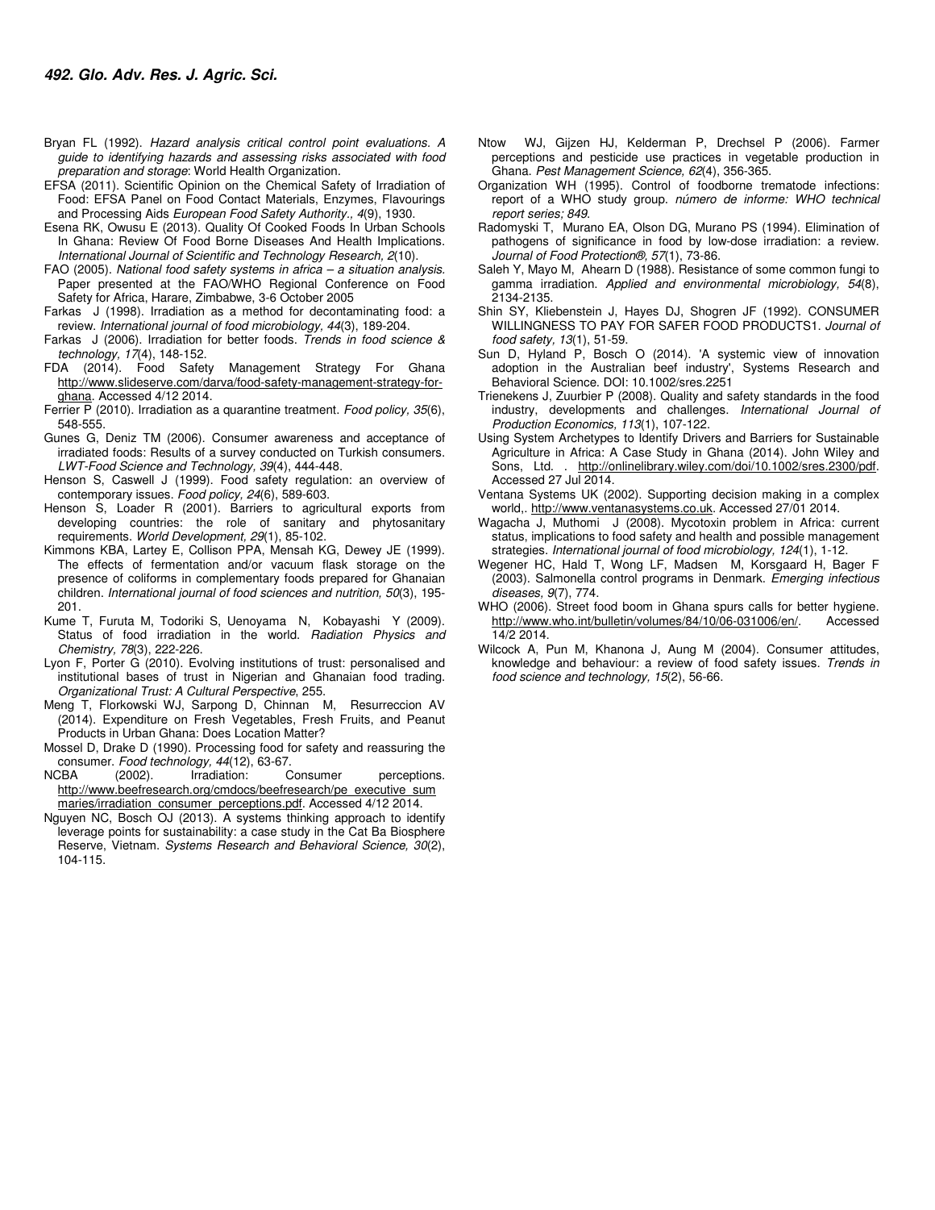Bryan FL (1992). *Hazard analysis critical control point evaluations. A guide to identifying hazards and assessing risks associated with food preparation and storage*: World Health Organization.

EFSA (2011). Scientific Opinion on the Chemical Safety of Irradiation of Food: EFSA Panel on Food Contact Materials, Enzymes, Flavourings and Processing Aids *European Food Safety Authority., 4*(9), 1930.

Esena RK, Owusu E (2013). Quality Of Cooked Foods In Urban Schools In Ghana: Review Of Food Borne Diseases And Health Implications. *International Journal of Scientific and Technology Research, 2*(10).

FAO (2005). *National food safety systems in africa – a situation analysis.* Paper presented at the FAO/WHO Regional Conference on Food Safety for Africa, Harare, Zimbabwe, 3-6 October 2005

Farkas J (1998). Irradiation as a method for decontaminating food: a review. *International journal of food microbiology, 44*(3), 189-204.

Farkas J (2006). Irradiation for better foods. *Trends in food science & technology, 17*(4), 148-152.

FDA (2014). Food Safety Management Strategy For Ghana http://www.slideserve.com/darva/food-safety-management-strategy-for-ghana. Accessed 4/12 2014.

Ferrier P (2010). Irradiation as a quarantine treatment. *Food policy, 35*(6), 548-555.

Gunes G, Deniz TM (2006). Consumer awareness and acceptance of irradiated foods: Results of a survey conducted on Turkish consumers. *LWT-Food Science and Technology, 39*(4), 444-448.

Henson S, Caswell J (1999). Food safety regulation: an overview of contemporary issues. *Food policy, 24*(6), 589-603.

Henson S, Loader R (2001). Barriers to agricultural exports from developing countries: the role of sanitary and phytosanitary requirements. *World Development, 29*(1), 85-102.

Kimmons KBA, Lartey E, Collison PPA, Mensah KG, Dewey JE (1999). The effects of fermentation and/or vacuum flask storage on the presence of coliforms in complementary foods prepared for Ghanaian children. *International journal of food sciences and nutrition, 50*(3), 195-201.

Kume T, Furuta M, Todoriki S, Uenoyama N, Kobayashi Y (2009). Status of food irradiation in the world. *Radiation Physics and Chemistry, 78*(3), 222-226.

Lyon F, Porter G (2010). Evolving institutions of trust: personalised and institutional bases of trust in Nigerian and Ghanaian food trading. *Organizational Trust: A Cultural Perspective*, 255.

Meng T, Florkowski WJ, Sarpong D, Chinnan M, Resurreccion AV (2014). Expenditure on Fresh Vegetables, Fresh Fruits, and Peanut Products in Urban Ghana: Does Location Matter?

Mossel D, Drake D (1990). Processing food for safety and reassuring the consumer. *Food technology, 44*(12), 63-67.

NCBA (2002). Irradiation: Consumer perceptions. http://www.beefresearch.org/cmdocs/beefresearch/pe_executive_summaries/irradiation_consumer_perceptions.pdf. Accessed 4/12 2014.

Nguyen NC, Bosch OJ (2013). A systems thinking approach to identify leverage points for sustainability: a case study in the Cat Ba Biosphere Reserve, Vietnam. *Systems Research and Behavioral Science, 30*(2), 104-115.

Ntow WJ, Gijzen HJ, Kelderman P, Drechsel P (2006). Farmer perceptions and pesticide use practices in vegetable production in Ghana. *Pest Management Science, 62*(4), 356-365.

Organization WH (1995). Control of foodborne trematode infections: report of a WHO study group. *número de informe: WHO technical report series; 849*.

Radomyski T, Murano EA, Olson DG, Murano PS (1994). Elimination of pathogens of significance in food by low-dose irradiation: a review. *Journal of Food Protection®, 57*(1), 73-86.

Saleh Y, Mayo M, Ahearn D (1988). Resistance of some common fungi to gamma irradiation. *Applied and environmental microbiology, 54*(8), 2134-2135.

Shin SY, Kliebenstein J, Hayes DJ, Shogren JF (1992). CONSUMER WILLINGNESS TO PAY FOR SAFER FOOD PRODUCTS1. *Journal of food safety, 13*(1), 51-59.

Sun D, Hyland P, Bosch O (2014). 'A systemic view of innovation adoption in the Australian beef industry', Systems Research and Behavioral Science. DOI: 10.1002/sres.2251

Trienekens J, Zuurbier P (2008). Quality and safety standards in the food industry, developments and challenges. *International Journal of Production Economics, 113*(1), 107-122.

Using System Archetypes to Identify Drivers and Barriers for Sustainable Agriculture in Africa: A Case Study in Ghana (2014). John Wiley and Sons, Ltd. . http://onlinelibrary.wiley.com/doi/10.1002/sres.2300/pdf. Accessed 27 Jul 2014.

Ventana Systems UK (2002). Supporting decision making in a complex world,. http://www.ventanasystems.co.uk. Accessed 27/01 2014.

Wagacha J, Muthomi J (2008). Mycotoxin problem in Africa: current status, implications to food safety and health and possible management strategies. *International journal of food microbiology, 124*(1), 1-12.

Wegener HC, Hald T, Wong LF, Madsen M, Korsgaard H, Bager F (2003). Salmonella control programs in Denmark. *Emerging infectious diseases, 9*(7), 774.

WHO (2006). Street food boom in Ghana spurs calls for better hygiene. http://www.who.int/bulletin/volumes/84/10/06-031006/en/. Accessed 14/2 2014.

Wilcock A, Pun M, Khanona J, Aung M (2004). Consumer attitudes, knowledge and behaviour: a review of food safety issues. *Trends in food science and technology, 15*(2), 56-66.